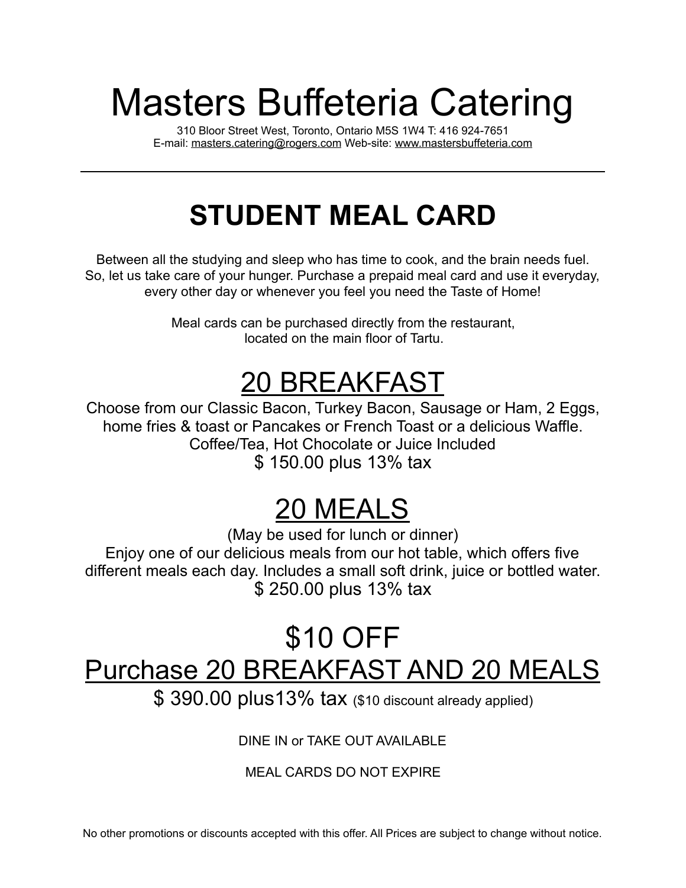# Masters Buffeteria Catering

310 Bloor Street West, Toronto, Ontario M5S 1W4 T: 416 924-7651
E-mail: masters.catering@rogers.com Web-site: www.mastersbuffeteria.com

---

## STUDENT MEAL CARD

Between all the studying and sleep who has time to cook, and the brain needs fuel. So, let us take care of your hunger. Purchase a prepaid meal card and use it everyday, every other day or whenever you feel you need the Taste of Home!

Meal cards can be purchased directly from the restaurant, located on the main floor of Tartu.

## 20 BREAKFAST

Choose from our Classic Bacon, Turkey Bacon, Sausage or Ham, 2 Eggs, home fries & toast or Pancakes or French Toast or a delicious Waffle.
Coffee/Tea, Hot Chocolate or Juice Included
$ 150.00 plus 13% tax

## 20 MEALS

(May be used for lunch or dinner)
Enjoy one of our delicious meals from our hot table, which offers five different meals each day. Includes a small soft drink, juice or bottled water.
$ 250.00 plus 13% tax

## $10 OFF
## Purchase 20 BREAKFAST AND 20 MEALS

$ 390.00 plus13% tax ($10 discount already applied)

DINE IN or TAKE OUT AVAILABLE

MEAL CARDS DO NOT EXPIRE

No other promotions or discounts accepted with this offer. All Prices are subject to change without notice.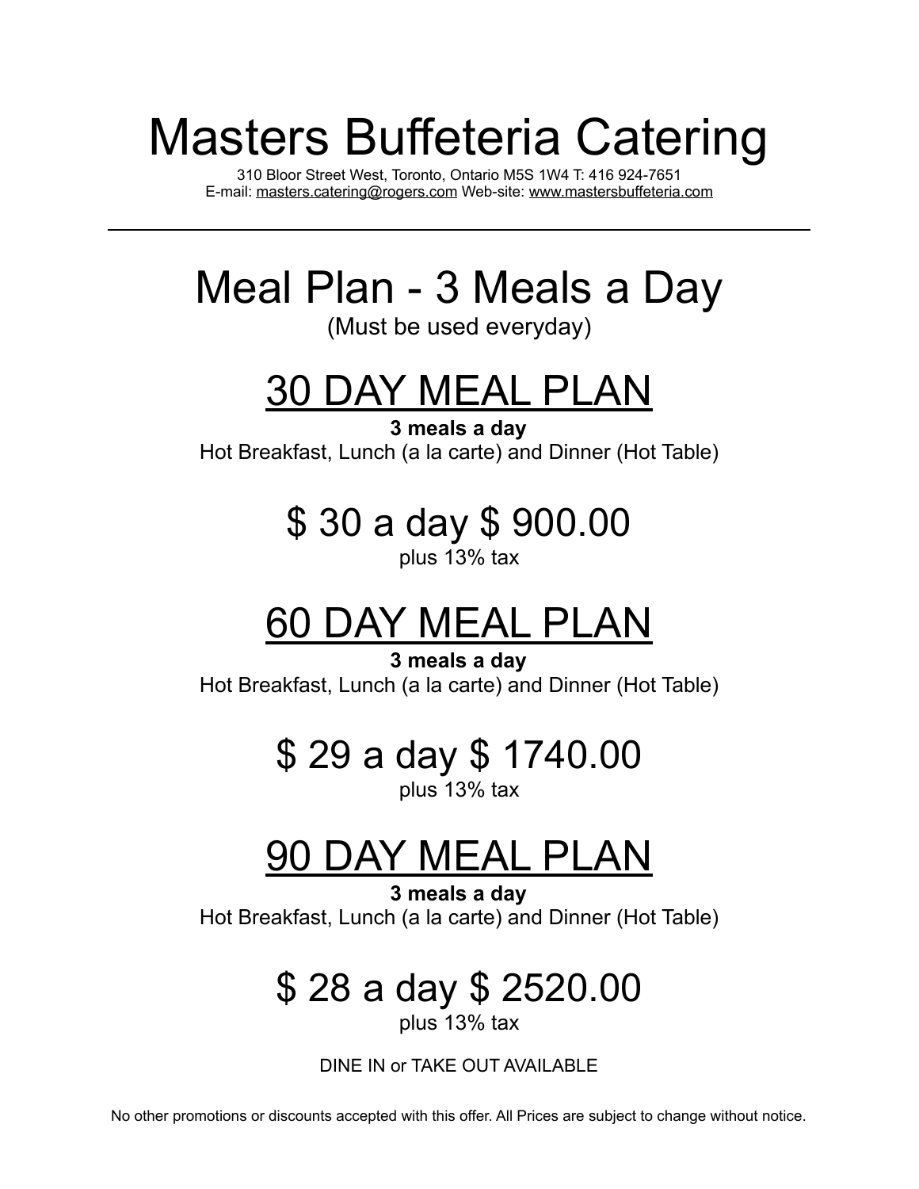# Masters Buffeteria Catering

310 Bloor Street West, Toronto, Ontario M5S 1W4 T: 416 924-7651
E-mail: masters.catering@rogers.com Web-site: www.mastersbuffeteria.com

---

# Meal Plan - 3 Meals a Day

(Must be used everyday)

## 30 DAY MEAL PLAN

**3 meals a day**
Hot Breakfast, Lunch (a la carte) and Dinner (Hot Table)

### $ 30 a day $ 900.00

plus 13% tax

## 60 DAY MEAL PLAN

**3 meals a day**
Hot Breakfast, Lunch (a la carte) and Dinner (Hot Table)

### $ 29 a day $ 1740.00

plus 13% tax

## 90 DAY MEAL PLAN

**3 meals a day**
Hot Breakfast, Lunch (a la carte) and Dinner (Hot Table)

### $ 28 a day $ 2520.00

plus 13% tax

DINE IN or TAKE OUT AVAILABLE

No other promotions or discounts accepted with this offer. All Prices are subject to change without notice.